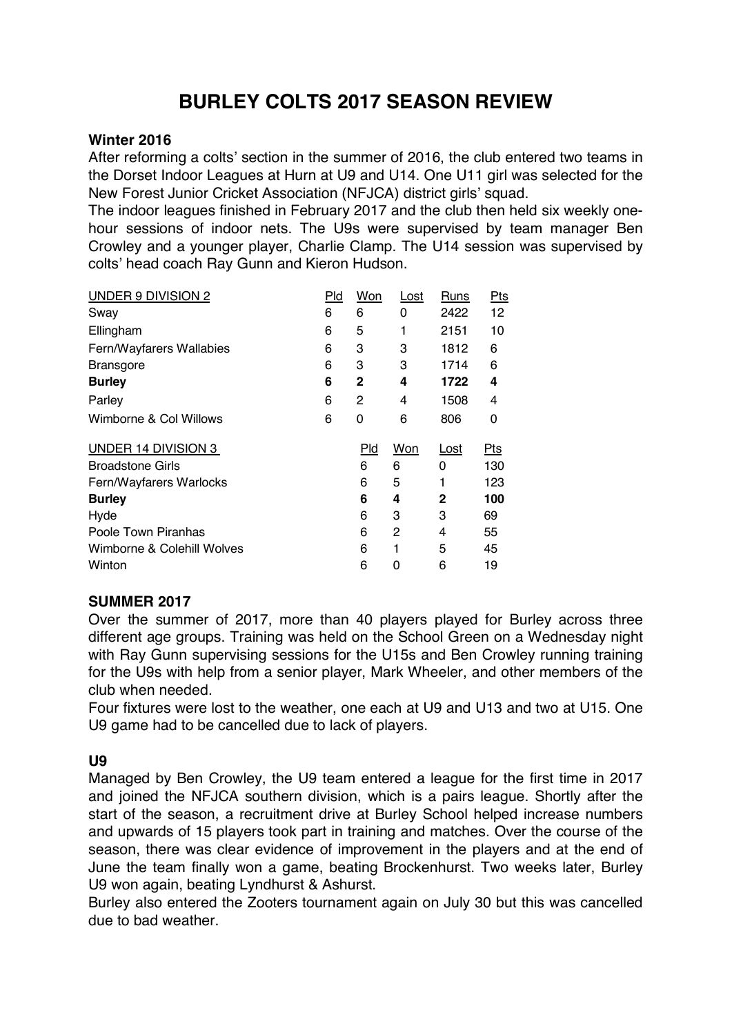# BURLEY COLTS 2017 SEASON REVIEW

**Winter 2016**

After reforming a colts' section in the summer of 2016, the club entered two teams in the Dorset Indoor Leagues at Hurn at U9 and U14. One U11 girl was selected for the New Forest Junior Cricket Association (NFJCA) district girls' squad.

The indoor leagues finished in February 2017 and the club then held six weekly one-hour sessions of indoor nets. The U9s were supervised by team manager Ben Crowley and a younger player, Charlie Clamp. The U14 session was supervised by colts' head coach Ray Gunn and Kieron Hudson.

| UNDER 9 DIVISION 2 | Pld | Won | Lost | Runs | Pts |
|---|---|---|---|---|---|
| Sway | 6 | 6 | 0 | 2422 | 12 |
| Ellingham | 6 | 5 | 1 | 2151 | 10 |
| Fern/Wayfarers Wallabies | 6 | 3 | 3 | 1812 | 6 |
| Bransgore | 6 | 3 | 3 | 1714 | 6 |
| **Burley** | **6** | **2** | **4** | **1722** | **4** |
| Parley | 6 | 2 | 4 | 1508 | 4 |
| Wimborne & Col Willows | 6 | 0 | 6 | 806 | 0 |

| UNDER 14 DIVISION 3 | Pld | Won | Lost | Pts |
|---|---|---|---|---|
| Broadstone Girls | 6 | 6 | 0 | 130 |
| Fern/Wayfarers Warlocks | 6 | 5 | 1 | 123 |
| **Burley** | **6** | **4** | **2** | **100** |
| Hyde | 6 | 3 | 3 | 69 |
| Poole Town Piranhas | 6 | 2 | 4 | 55 |
| Wimborne & Colehill Wolves | 6 | 1 | 5 | 45 |
| Winton | 6 | 0 | 6 | 19 |

**SUMMER 2017**

Over the summer of 2017, more than 40 players played for Burley across three different age groups. Training was held on the School Green on a Wednesday night with Ray Gunn supervising sessions for the U15s and Ben Crowley running training for the U9s with help from a senior player, Mark Wheeler, and other members of the club when needed.

Four fixtures were lost to the weather, one each at U9 and U13 and two at U15. One U9 game had to be cancelled due to lack of players.

**U9**

Managed by Ben Crowley, the U9 team entered a league for the first time in 2017 and joined the NFJCA southern division, which is a pairs league. Shortly after the start of the season, a recruitment drive at Burley School helped increase numbers and upwards of 15 players took part in training and matches. Over the course of the season, there was clear evidence of improvement in the players and at the end of June the team finally won a game, beating Brockenhurst. Two weeks later, Burley U9 won again, beating Lyndhurst & Ashurst.

Burley also entered the Zooters tournament again on July 30 but this was cancelled due to bad weather.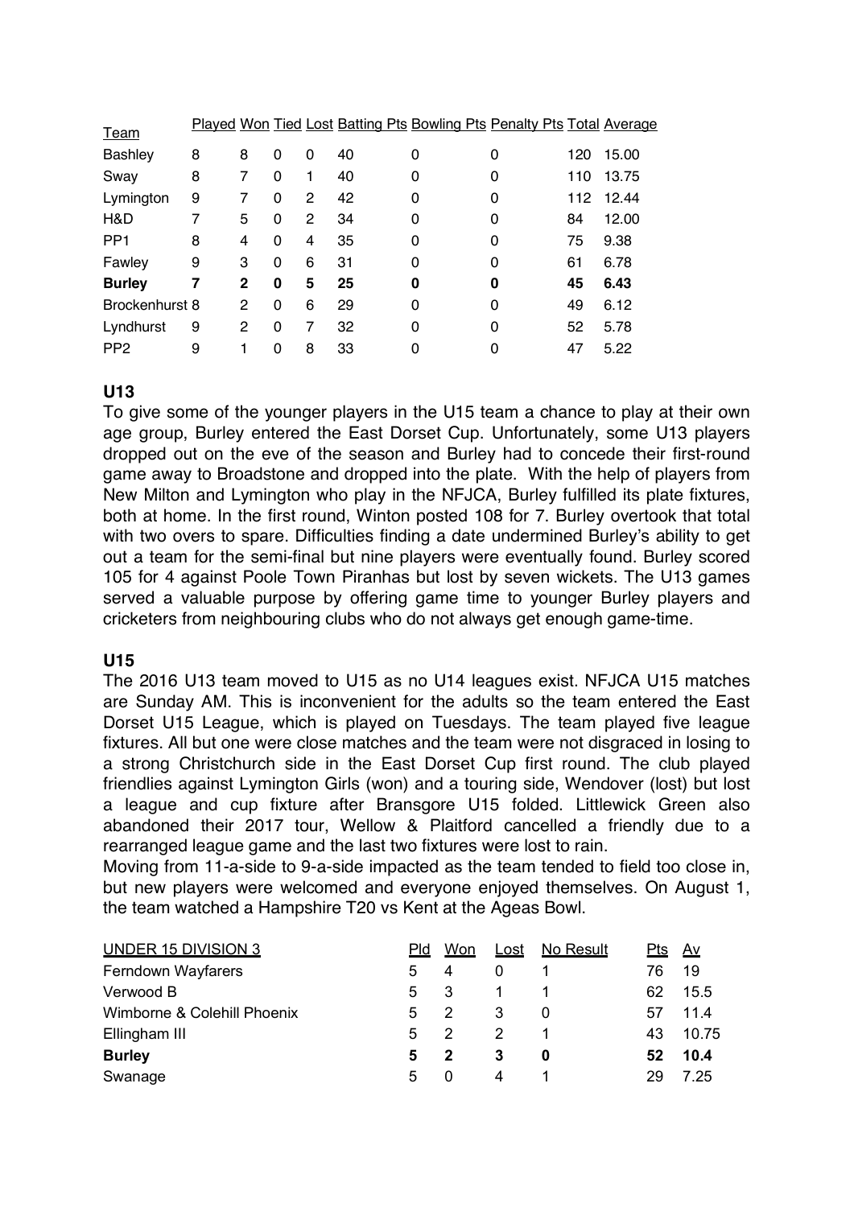| Team | Played | Won | Tied | Lost | Batting Pts | Bowling Pts | Penalty Pts | Total | Average |
|---|---|---|---|---|---|---|---|---|---|
| Bashley | 8 | 8 | 0 | 0 | 40 | 0 | 0 | 120 | 15.00 |
| Sway | 8 | 7 | 0 | 1 | 40 | 0 | 0 | 110 | 13.75 |
| Lymington | 9 | 7 | 0 | 2 | 42 | 0 | 0 | 112 | 12.44 |
| H&D | 7 | 5 | 0 | 2 | 34 | 0 | 0 | 84 | 12.00 |
| PP1 | 8 | 4 | 0 | 4 | 35 | 0 | 0 | 75 | 9.38 |
| Fawley | 9 | 3 | 0 | 6 | 31 | 0 | 0 | 61 | 6.78 |
| **Burley** | **7** | **2** | **0** | **5** | **25** | **0** | **0** | **45** | **6.43** |
| Brockenhurst | 8 | 2 | 0 | 6 | 29 | 0 | 0 | 49 | 6.12 |
| Lyndhurst | 9 | 2 | 0 | 7 | 32 | 0 | 0 | 52 | 5.78 |
| PP2 | 9 | 1 | 0 | 8 | 33 | 0 | 0 | 47 | 5.22 |

## U13

To give some of the younger players in the U15 team a chance to play at their own age group, Burley entered the East Dorset Cup. Unfortunately, some U13 players dropped out on the eve of the season and Burley had to concede their first-round game away to Broadstone and dropped into the plate. With the help of players from New Milton and Lymington who play in the NFJCA, Burley fulfilled its plate fixtures, both at home. In the first round, Winton posted 108 for 7. Burley overtook that total with two overs to spare. Difficulties finding a date undermined Burley's ability to get out a team for the semi-final but nine players were eventually found. Burley scored 105 for 4 against Poole Town Piranhas but lost by seven wickets. The U13 games served a valuable purpose by offering game time to younger Burley players and cricketers from neighbouring clubs who do not always get enough game-time.

## U15

The 2016 U13 team moved to U15 as no U14 leagues exist. NFJCA U15 matches are Sunday AM. This is inconvenient for the adults so the team entered the East Dorset U15 League, which is played on Tuesdays. The team played five league fixtures. All but one were close matches and the team were not disgraced in losing to a strong Christchurch side in the East Dorset Cup first round. The club played friendlies against Lymington Girls (won) and a touring side, Wendover (lost) but lost a league and cup fixture after Bransgore U15 folded. Littlewick Green also abandoned their 2017 tour, Wellow & Plaitford cancelled a friendly due to a rearranged league game and the last two fixtures were lost to rain.

Moving from 11-a-side to 9-a-side impacted as the team tended to field too close in, but new players were welcomed and everyone enjoyed themselves. On August 1, the team watched a Hampshire T20 vs Kent at the Ageas Bowl.

| UNDER 15 DIVISION 3 | Pld | Won | Lost | No Result | Pts | Av |
|---|---|---|---|---|---|---|
| Ferndown Wayfarers | 5 | 4 | 0 | 1 | 76 | 19 |
| Verwood B | 5 | 3 | 1 | 1 | 62 | 15.5 |
| Wimborne & Colehill Phoenix | 5 | 2 | 3 | 0 | 57 | 11.4 |
| Ellingham III | 5 | 2 | 2 | 1 | 43 | 10.75 |
| **Burley** | **5** | **2** | **3** | **0** | **52** | **10.4** |
| Swanage | 5 | 0 | 4 | 1 | 29 | 7.25 |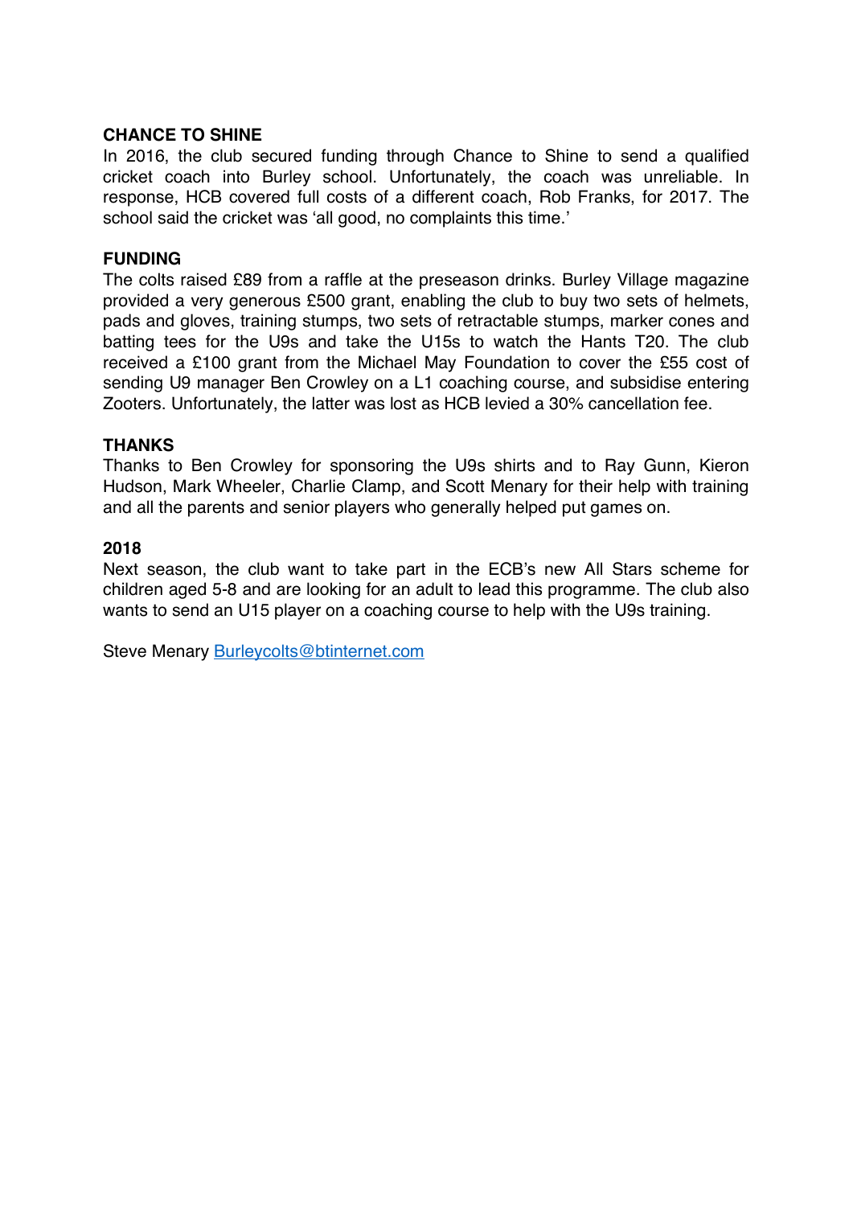## CHANCE TO SHINE

In 2016, the club secured funding through Chance to Shine to send a qualified cricket coach into Burley school. Unfortunately, the coach was unreliable. In response, HCB covered full costs of a different coach, Rob Franks, for 2017. The school said the cricket was 'all good, no complaints this time.'

## FUNDING

The colts raised £89 from a raffle at the preseason drinks. Burley Village magazine provided a very generous £500 grant, enabling the club to buy two sets of helmets, pads and gloves, training stumps, two sets of retractable stumps, marker cones and batting tees for the U9s and take the U15s to watch the Hants T20. The club received a £100 grant from the Michael May Foundation to cover the £55 cost of sending U9 manager Ben Crowley on a L1 coaching course, and subsidise entering Zooters. Unfortunately, the latter was lost as HCB levied a 30% cancellation fee.

## THANKS

Thanks to Ben Crowley for sponsoring the U9s shirts and to Ray Gunn, Kieron Hudson, Mark Wheeler, Charlie Clamp, and Scott Menary for their help with training and all the parents and senior players who generally helped put games on.

## 2018

Next season, the club want to take part in the ECB's new All Stars scheme for children aged 5-8 and are looking for an adult to lead this programme. The club also wants to send an U15 player on a coaching course to help with the U9s training.

Steve Menary Burleycolts@btinternet.com